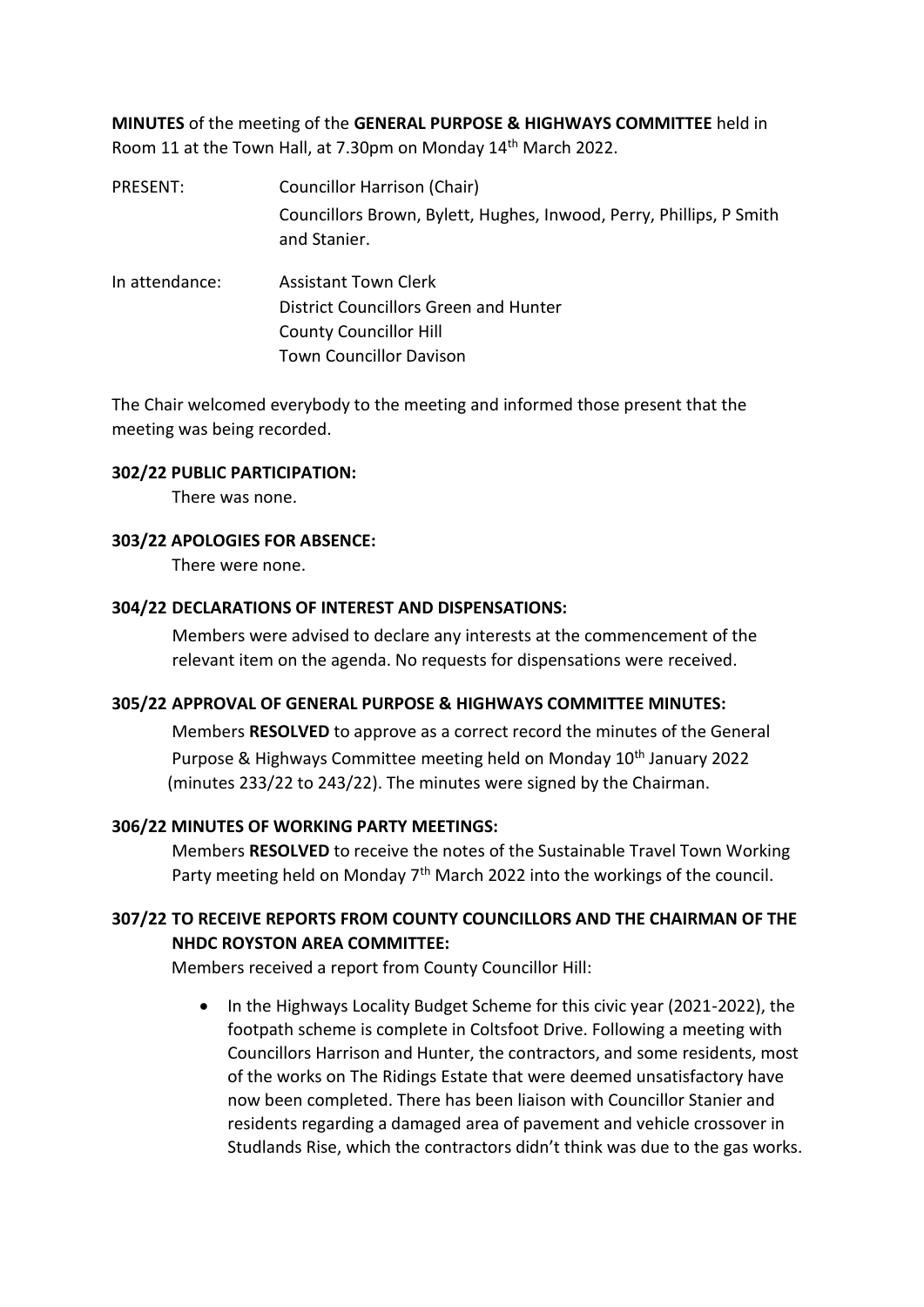**MINUTES** of the meeting of the **GENERAL PURPOSE & HIGHWAYS COMMITTEE** held in Room 11 at the Town Hall, at 7.30pm on Monday 14th March 2022.

PRESENT: Councillor Harrison (Chair)
Councillors Brown, Bylett, Hughes, Inwood, Perry, Phillips, P Smith and Stanier.

In attendance: Assistant Town Clerk
District Councillors Green and Hunter
County Councillor Hill
Town Councillor Davison

The Chair welcomed everybody to the meeting and informed those present that the meeting was being recorded.

**302/22 PUBLIC PARTICIPATION:**

There was none.

**303/22 APOLOGIES FOR ABSENCE:**

There were none.

**304/22 DECLARATIONS OF INTEREST AND DISPENSATIONS:**

Members were advised to declare any interests at the commencement of the relevant item on the agenda. No requests for dispensations were received.

**305/22 APPROVAL OF GENERAL PURPOSE & HIGHWAYS COMMITTEE MINUTES:**

Members **RESOLVED** to approve as a correct record the minutes of the General Purpose & Highways Committee meeting held on Monday 10th January 2022 (minutes 233/22 to 243/22). The minutes were signed by the Chairman.

**306/22 MINUTES OF WORKING PARTY MEETINGS:**

Members **RESOLVED** to receive the notes of the Sustainable Travel Town Working Party meeting held on Monday 7th March 2022 into the workings of the council.

**307/22 TO RECEIVE REPORTS FROM COUNTY COUNCILLORS AND THE CHAIRMAN OF THE NHDC ROYSTON AREA COMMITTEE:**

Members received a report from County Councillor Hill:

- In the Highways Locality Budget Scheme for this civic year (2021-2022), the footpath scheme is complete in Coltsfoot Drive. Following a meeting with Councillors Harrison and Hunter, the contractors, and some residents, most of the works on The Ridings Estate that were deemed unsatisfactory have now been completed. There has been liaison with Councillor Stanier and residents regarding a damaged area of pavement and vehicle crossover in Studlands Rise, which the contractors didn't think was due to the gas works.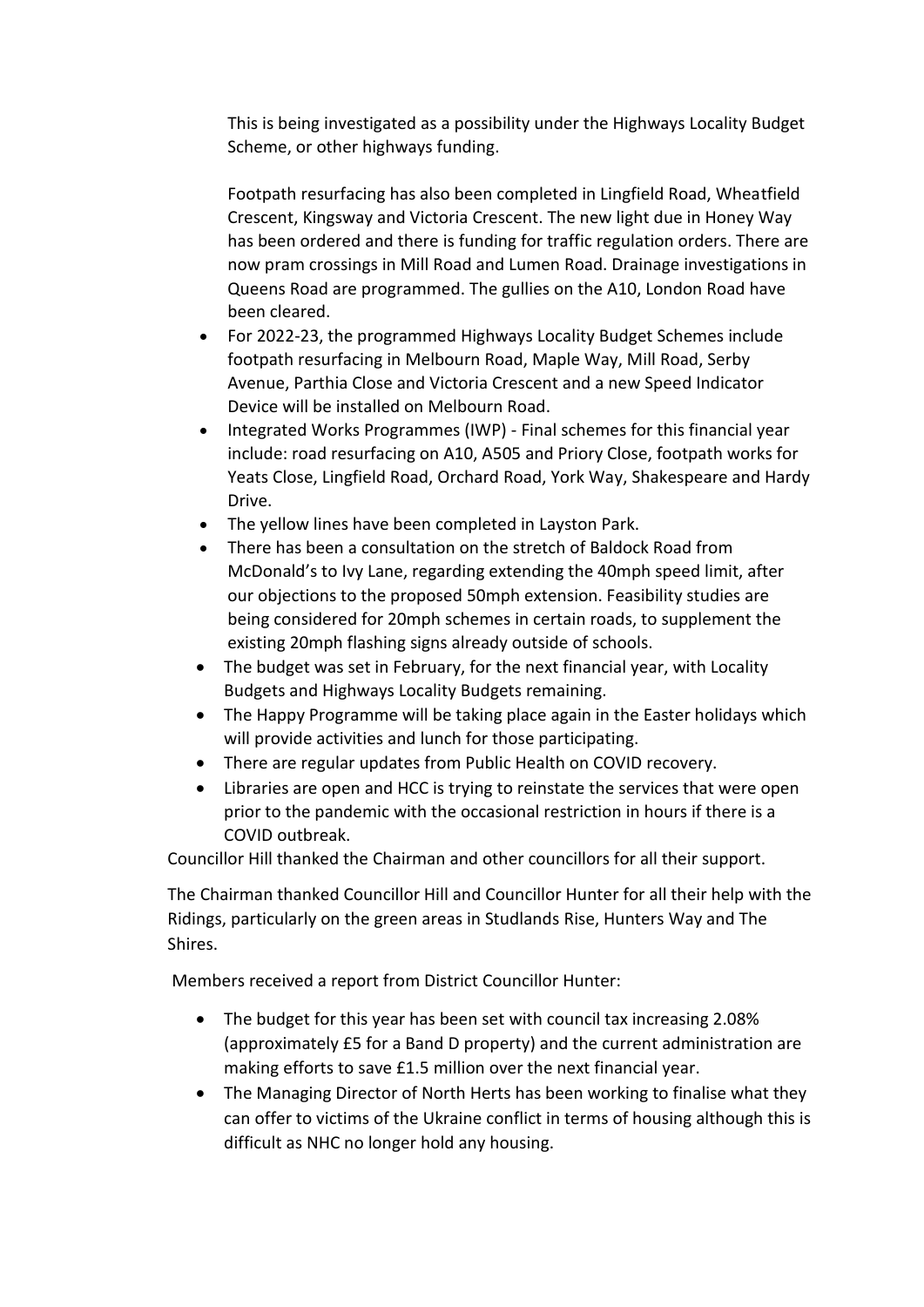This is being investigated as a possibility under the Highways Locality Budget Scheme, or other highways funding.

Footpath resurfacing has also been completed in Lingfield Road, Wheatfield Crescent, Kingsway and Victoria Crescent. The new light due in Honey Way has been ordered and there is funding for traffic regulation orders. There are now pram crossings in Mill Road and Lumen Road. Drainage investigations in Queens Road are programmed. The gullies on the A10, London Road have been cleared.

- For 2022-23, the programmed Highways Locality Budget Schemes include footpath resurfacing in Melbourn Road, Maple Way, Mill Road, Serby Avenue, Parthia Close and Victoria Crescent and a new Speed Indicator Device will be installed on Melbourn Road.
- Integrated Works Programmes (IWP) - Final schemes for this financial year include: road resurfacing on A10, A505 and Priory Close, footpath works for Yeats Close, Lingfield Road, Orchard Road, York Way, Shakespeare and Hardy Drive.
- The yellow lines have been completed in Layston Park.
- There has been a consultation on the stretch of Baldock Road from McDonald's to Ivy Lane, regarding extending the 40mph speed limit, after our objections to the proposed 50mph extension. Feasibility studies are being considered for 20mph schemes in certain roads, to supplement the existing 20mph flashing signs already outside of schools.
- The budget was set in February, for the next financial year, with Locality Budgets and Highways Locality Budgets remaining.
- The Happy Programme will be taking place again in the Easter holidays which will provide activities and lunch for those participating.
- There are regular updates from Public Health on COVID recovery.
- Libraries are open and HCC is trying to reinstate the services that were open prior to the pandemic with the occasional restriction in hours if there is a COVID outbreak.

Councillor Hill thanked the Chairman and other councillors for all their support.

The Chairman thanked Councillor Hill and Councillor Hunter for all their help with the Ridings, particularly on the green areas in Studlands Rise, Hunters Way and The Shires.

Members received a report from District Councillor Hunter:

- The budget for this year has been set with council tax increasing 2.08% (approximately £5 for a Band D property) and the current administration are making efforts to save £1.5 million over the next financial year.
- The Managing Director of North Herts has been working to finalise what they can offer to victims of the Ukraine conflict in terms of housing although this is difficult as NHC no longer hold any housing.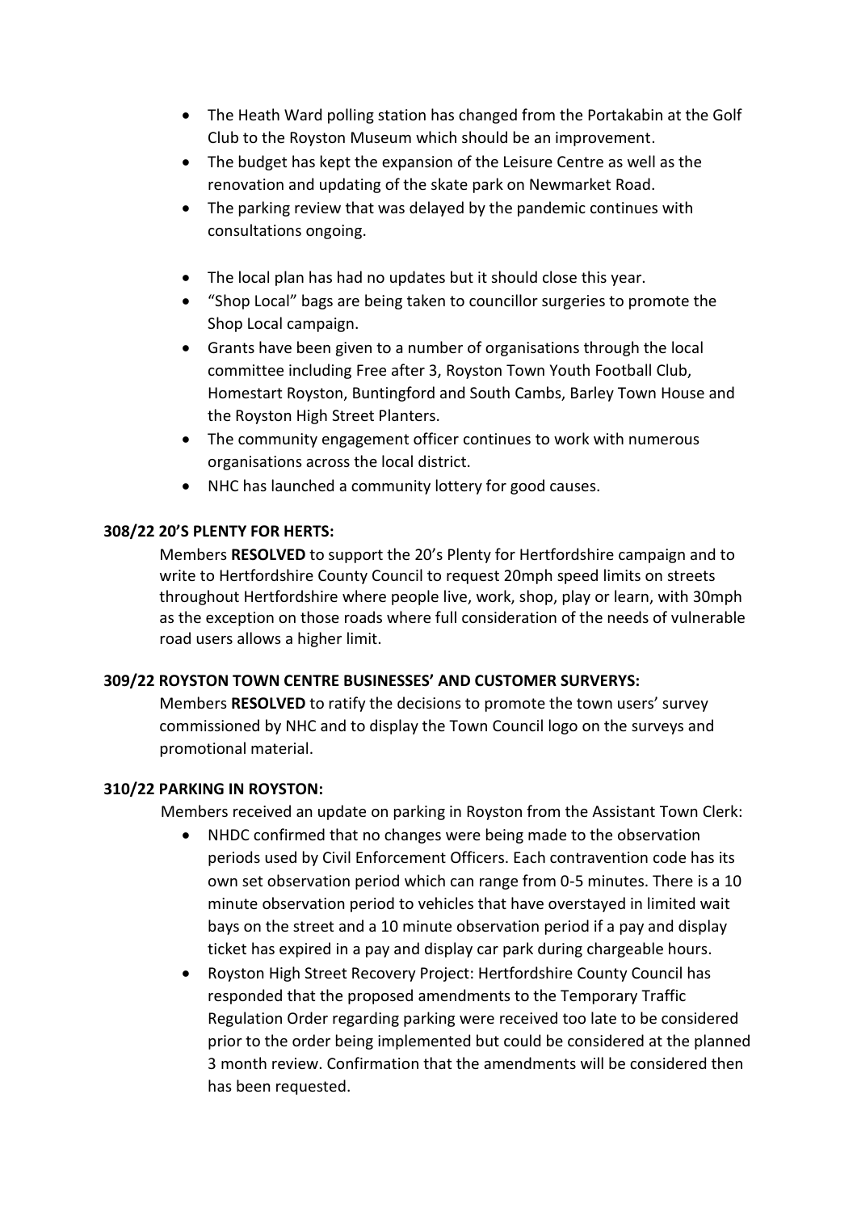- The Heath Ward polling station has changed from the Portakabin at the Golf Club to the Royston Museum which should be an improvement.
- The budget has kept the expansion of the Leisure Centre as well as the renovation and updating of the skate park on Newmarket Road.
- The parking review that was delayed by the pandemic continues with consultations ongoing.
- The local plan has had no updates but it should close this year.
- "Shop Local" bags are being taken to councillor surgeries to promote the Shop Local campaign.
- Grants have been given to a number of organisations through the local committee including Free after 3, Royston Town Youth Football Club, Homestart Royston, Buntingford and South Cambs, Barley Town House and the Royston High Street Planters.
- The community engagement officer continues to work with numerous organisations across the local district.
- NHC has launched a community lottery for good causes.

**308/22 20'S PLENTY FOR HERTS:**

Members **RESOLVED** to support the 20's Plenty for Hertfordshire campaign and to write to Hertfordshire County Council to request 20mph speed limits on streets throughout Hertfordshire where people live, work, shop, play or learn, with 30mph as the exception on those roads where full consideration of the needs of vulnerable road users allows a higher limit.

**309/22 ROYSTON TOWN CENTRE BUSINESSES' AND CUSTOMER SURVERYS:**

Members **RESOLVED** to ratify the decisions to promote the town users' survey commissioned by NHC and to display the Town Council logo on the surveys and promotional material.

**310/22 PARKING IN ROYSTON:**

Members received an update on parking in Royston from the Assistant Town Clerk:

- NHDC confirmed that no changes were being made to the observation periods used by Civil Enforcement Officers. Each contravention code has its own set observation period which can range from 0-5 minutes. There is a 10 minute observation period to vehicles that have overstayed in limited wait bays on the street and a 10 minute observation period if a pay and display ticket has expired in a pay and display car park during chargeable hours.
- Royston High Street Recovery Project: Hertfordshire County Council has responded that the proposed amendments to the Temporary Traffic Regulation Order regarding parking were received too late to be considered prior to the order being implemented but could be considered at the planned 3 month review. Confirmation that the amendments will be considered then has been requested.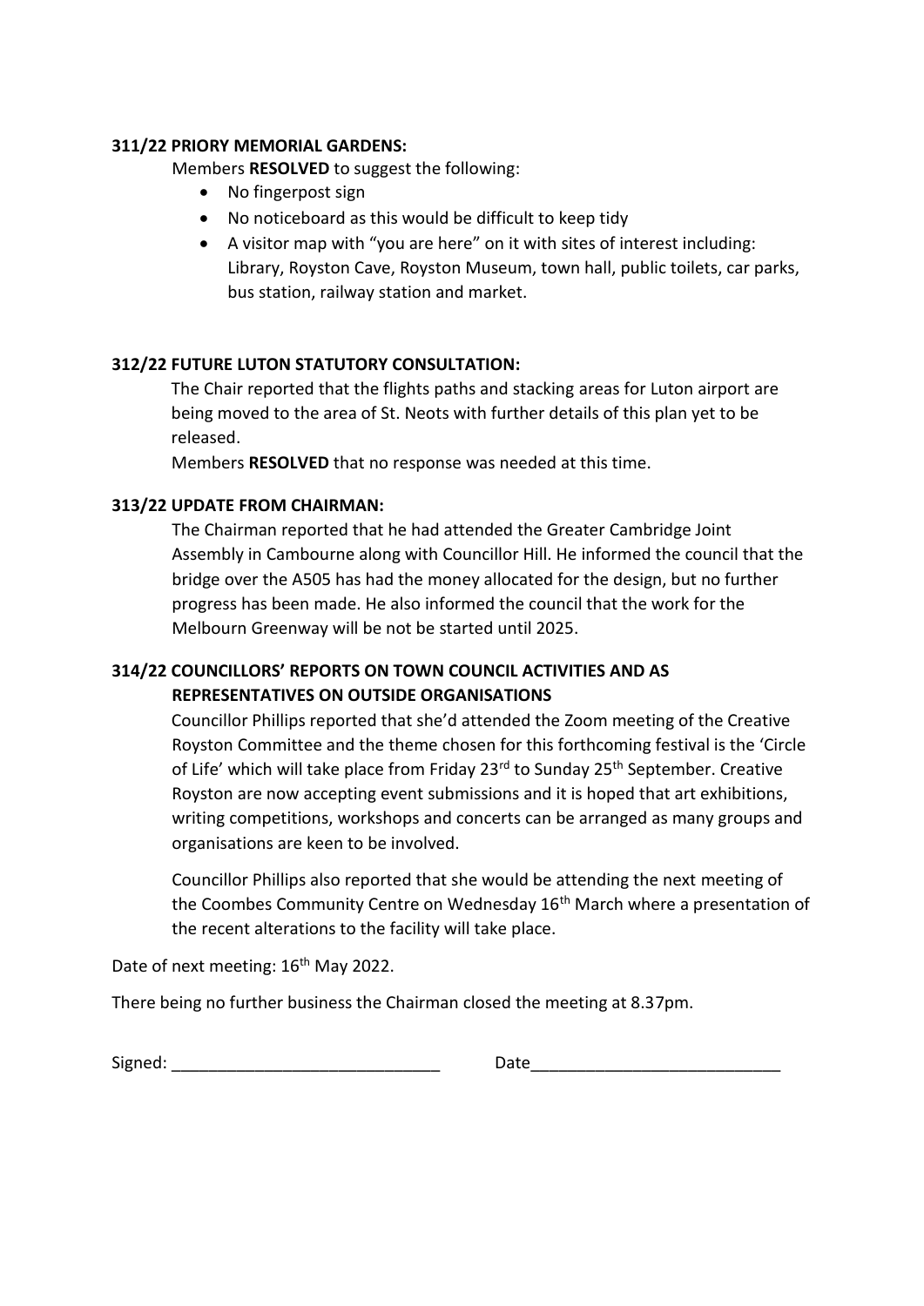### 311/22 PRIORY MEMORIAL GARDENS:

Members **RESOLVED** to suggest the following:

- No fingerpost sign
- No noticeboard as this would be difficult to keep tidy
- A visitor map with "you are here" on it with sites of interest including: Library, Royston Cave, Royston Museum, town hall, public toilets, car parks, bus station, railway station and market.

### 312/22 FUTURE LUTON STATUTORY CONSULTATION:

The Chair reported that the flights paths and stacking areas for Luton airport are being moved to the area of St. Neots with further details of this plan yet to be released.

Members **RESOLVED** that no response was needed at this time.

### 313/22 UPDATE FROM CHAIRMAN:

The Chairman reported that he had attended the Greater Cambridge Joint Assembly in Cambourne along with Councillor Hill. He informed the council that the bridge over the A505 has had the money allocated for the design, but no further progress has been made. He also informed the council that the work for the Melbourn Greenway will be not be started until 2025.

### 314/22 COUNCILLORS' REPORTS ON TOWN COUNCIL ACTIVITIES AND AS REPRESENTATIVES ON OUTSIDE ORGANISATIONS

Councillor Phillips reported that she'd attended the Zoom meeting of the Creative Royston Committee and the theme chosen for this forthcoming festival is the 'Circle of Life' which will take place from Friday 23rd to Sunday 25th September. Creative Royston are now accepting event submissions and it is hoped that art exhibitions, writing competitions, workshops and concerts can be arranged as many groups and organisations are keen to be involved.

Councillor Phillips also reported that she would be attending the next meeting of the Coombes Community Centre on Wednesday 16th March where a presentation of the recent alterations to the facility will take place.

Date of next meeting: 16th May 2022.

There being no further business the Chairman closed the meeting at 8.37pm.

Signed: _____________________________ Date___________________________